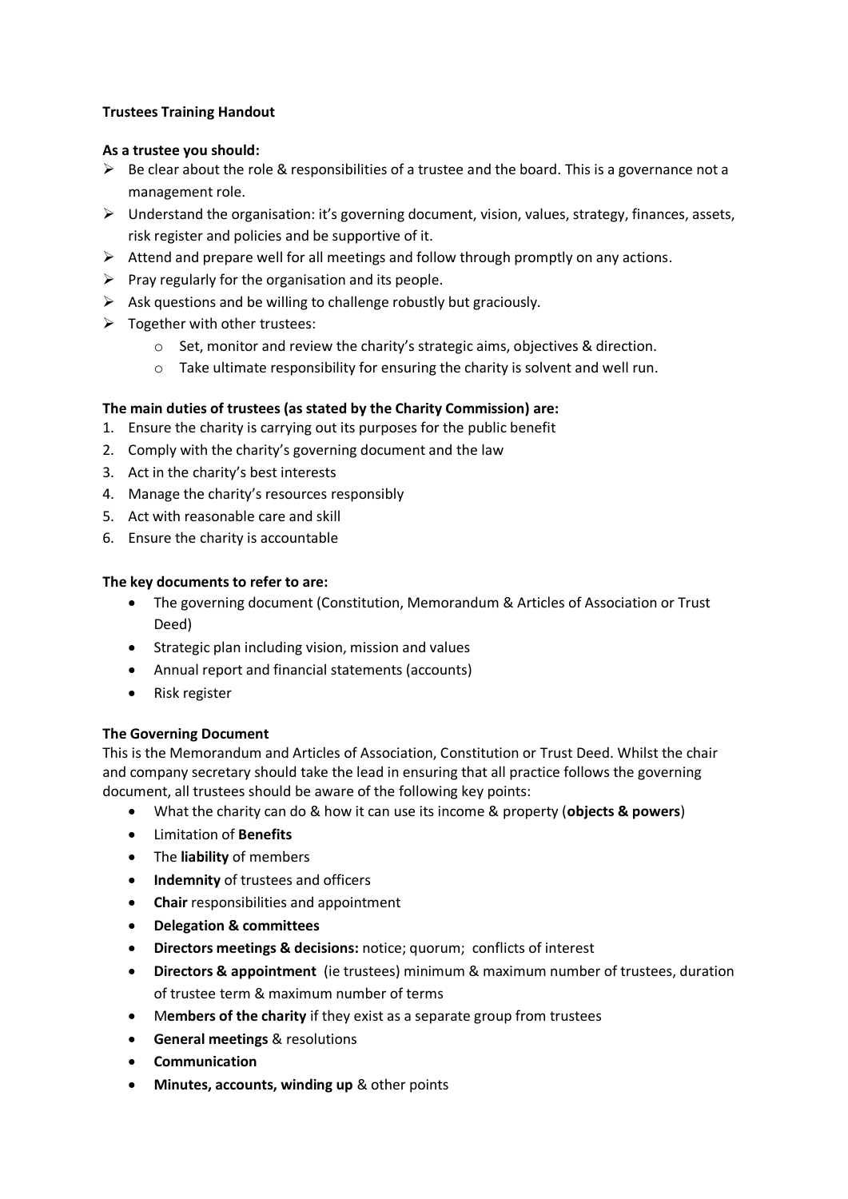**Trustees Training Handout**

**As a trustee you should:**

- Be clear about the role & responsibilities of a trustee and the board. This is a governance not a management role.
- Understand the organisation: it's governing document, vision, values, strategy, finances, assets, risk register and policies and be supportive of it.
- Attend and prepare well for all meetings and follow through promptly on any actions.
- Pray regularly for the organisation and its people.
- Ask questions and be willing to challenge robustly but graciously.
- Together with other trustees:
  - Set, monitor and review the charity's strategic aims, objectives & direction.
  - Take ultimate responsibility for ensuring the charity is solvent and well run.

**The main duties of trustees (as stated by the Charity Commission) are:**

1. Ensure the charity is carrying out its purposes for the public benefit
2. Comply with the charity's governing document and the law
3. Act in the charity's best interests
4. Manage the charity's resources responsibly
5. Act with reasonable care and skill
6. Ensure the charity is accountable

**The key documents to refer to are:**

- The governing document (Constitution, Memorandum & Articles of Association or Trust Deed)
- Strategic plan including vision, mission and values
- Annual report and financial statements (accounts)
- Risk register

**The Governing Document**

This is the Memorandum and Articles of Association, Constitution or Trust Deed. Whilst the chair and company secretary should take the lead in ensuring that all practice follows the governing document, all trustees should be aware of the following key points:

- What the charity can do & how it can use its income & property (**objects & powers**)
- Limitation of **Benefits**
- The **liability** of members
- **Indemnity** of trustees and officers
- **Chair** responsibilities and appointment
- **Delegation & committees**
- **Directors meetings & decisions:** notice; quorum; conflicts of interest
- **Directors & appointment** (ie trustees) minimum & maximum number of trustees, duration of trustee term & maximum number of terms
- M**embers of the charity** if they exist as a separate group from trustees
- **General meetings** & resolutions
- **Communication**
- **Minutes, accounts, winding up** & other points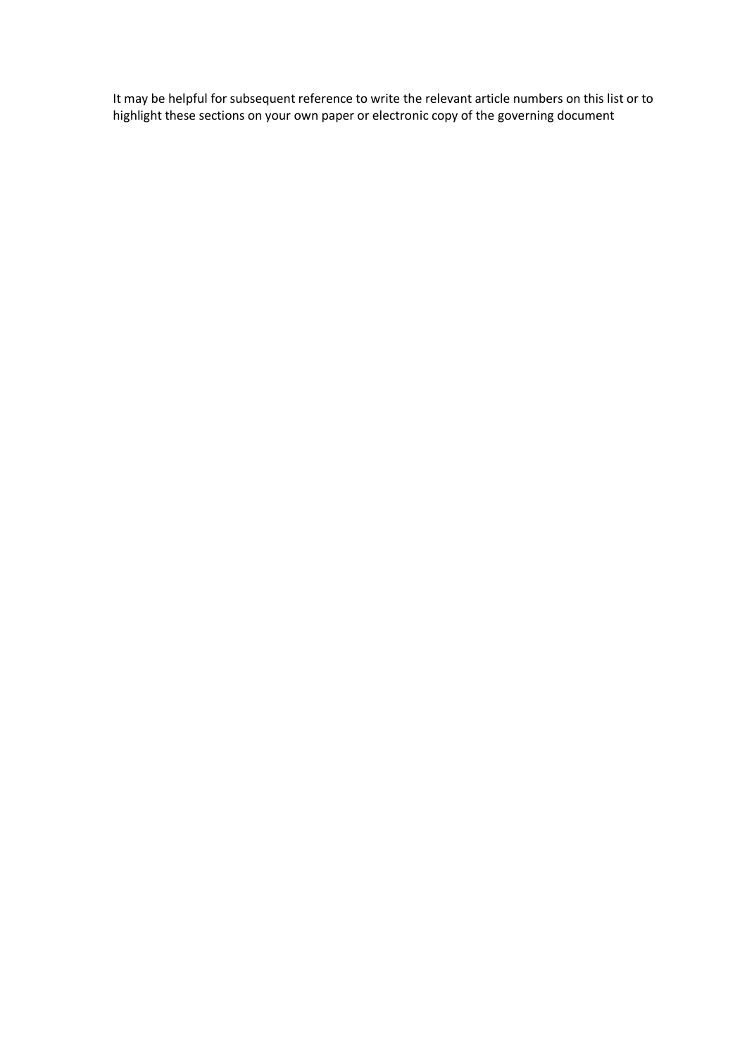It may be helpful for subsequent reference to write the relevant article numbers on this list or to highlight these sections on your own paper or electronic copy of the governing document